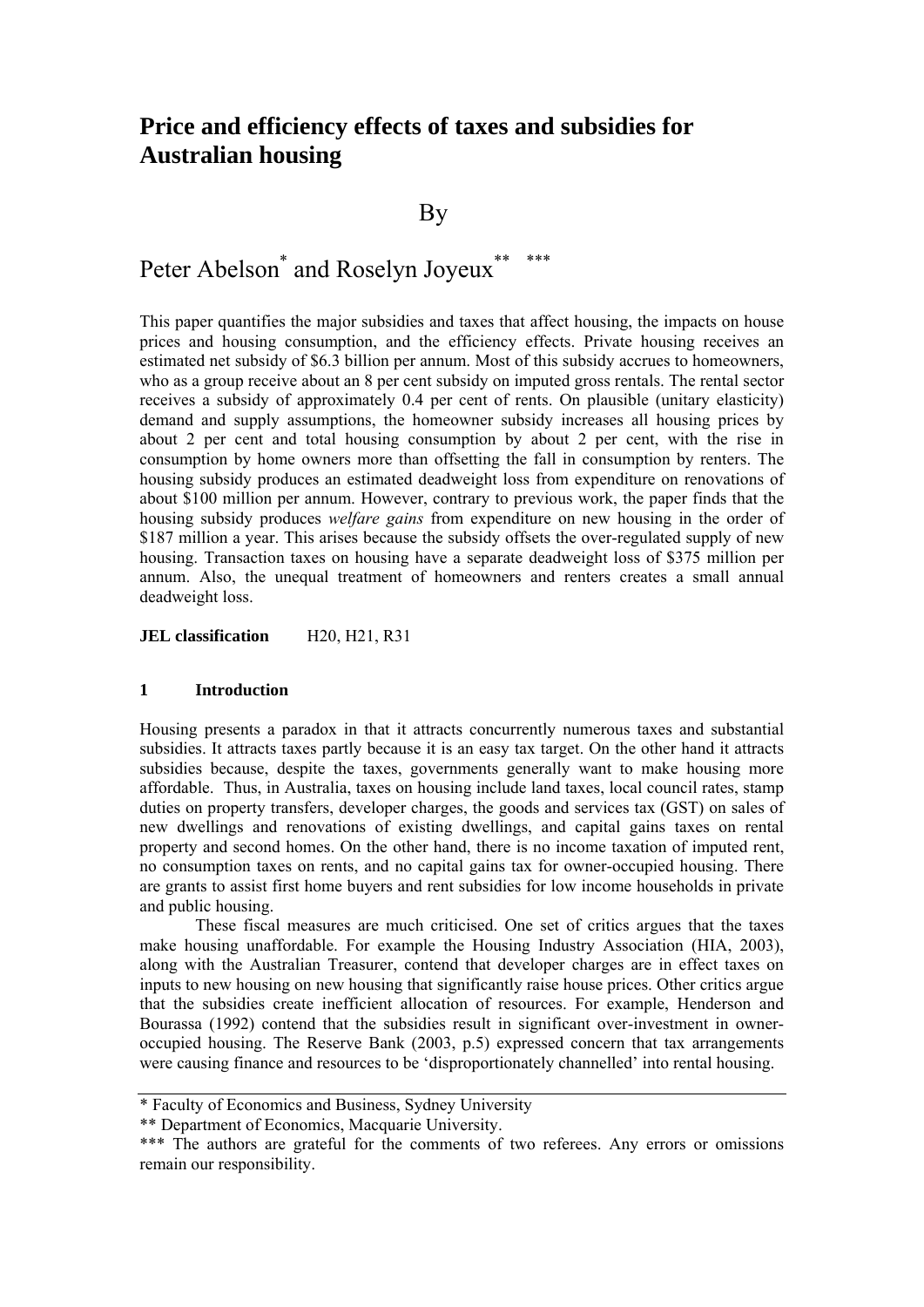# Price and efficiency effects of taxes and subsidies for Australian housing

By

Peter Abelson[*] and Roselyn Joyeux[**] [***]

This paper quantifies the major subsidies and taxes that affect housing, the impacts on house prices and housing consumption, and the efficiency effects. Private housing receives an estimated net subsidy of $6.3 billion per annum. Most of this subsidy accrues to homeowners, who as a group receive about an 8 per cent subsidy on imputed gross rentals. The rental sector receives a subsidy of approximately 0.4 per cent of rents. On plausible (unitary elasticity) demand and supply assumptions, the homeowner subsidy increases all housing prices by about 2 per cent and total housing consumption by about 2 per cent, with the rise in consumption by home owners more than offsetting the fall in consumption by renters. The housing subsidy produces an estimated deadweight loss from expenditure on renovations of about $100 million per annum. However, contrary to previous work, the paper finds that the housing subsidy produces *welfare gains* from expenditure on new housing in the order of $187 million a year. This arises because the subsidy offsets the over-regulated supply of new housing. Transaction taxes on housing have a separate deadweight loss of $375 million per annum. Also, the unequal treatment of homeowners and renters creates a small annual deadweight loss.

**JEL classification** H20, H21, R31

## 1 Introduction

Housing presents a paradox in that it attracts concurrently numerous taxes and substantial subsidies. It attracts taxes partly because it is an easy tax target. On the other hand it attracts subsidies because, despite the taxes, governments generally want to make housing more affordable. Thus, in Australia, taxes on housing include land taxes, local council rates, stamp duties on property transfers, developer charges, the goods and services tax (GST) on sales of new dwellings and renovations of existing dwellings, and capital gains taxes on rental property and second homes. On the other hand, there is no income taxation of imputed rent, no consumption taxes on rents, and no capital gains tax for owner-occupied housing. There are grants to assist first home buyers and rent subsidies for low income households in private and public housing.

These fiscal measures are much criticised. One set of critics argues that the taxes make housing unaffordable. For example the Housing Industry Association (HIA, 2003), along with the Australian Treasurer, contend that developer charges are in effect taxes on inputs to new housing on new housing that significantly raise house prices. Other critics argue that the subsidies create inefficient allocation of resources. For example, Henderson and Bourassa (1992) contend that the subsidies result in significant over-investment in owner-occupied housing. The Reserve Bank (2003, p.5) expressed concern that tax arrangements were causing finance and resources to be 'disproportionately channelled' into rental housing.

---

[*] Faculty of Economics and Business, Sydney University

[**] Department of Economics, Macquarie University.

[***] The authors are grateful for the comments of two referees. Any errors or omissions remain our responsibility.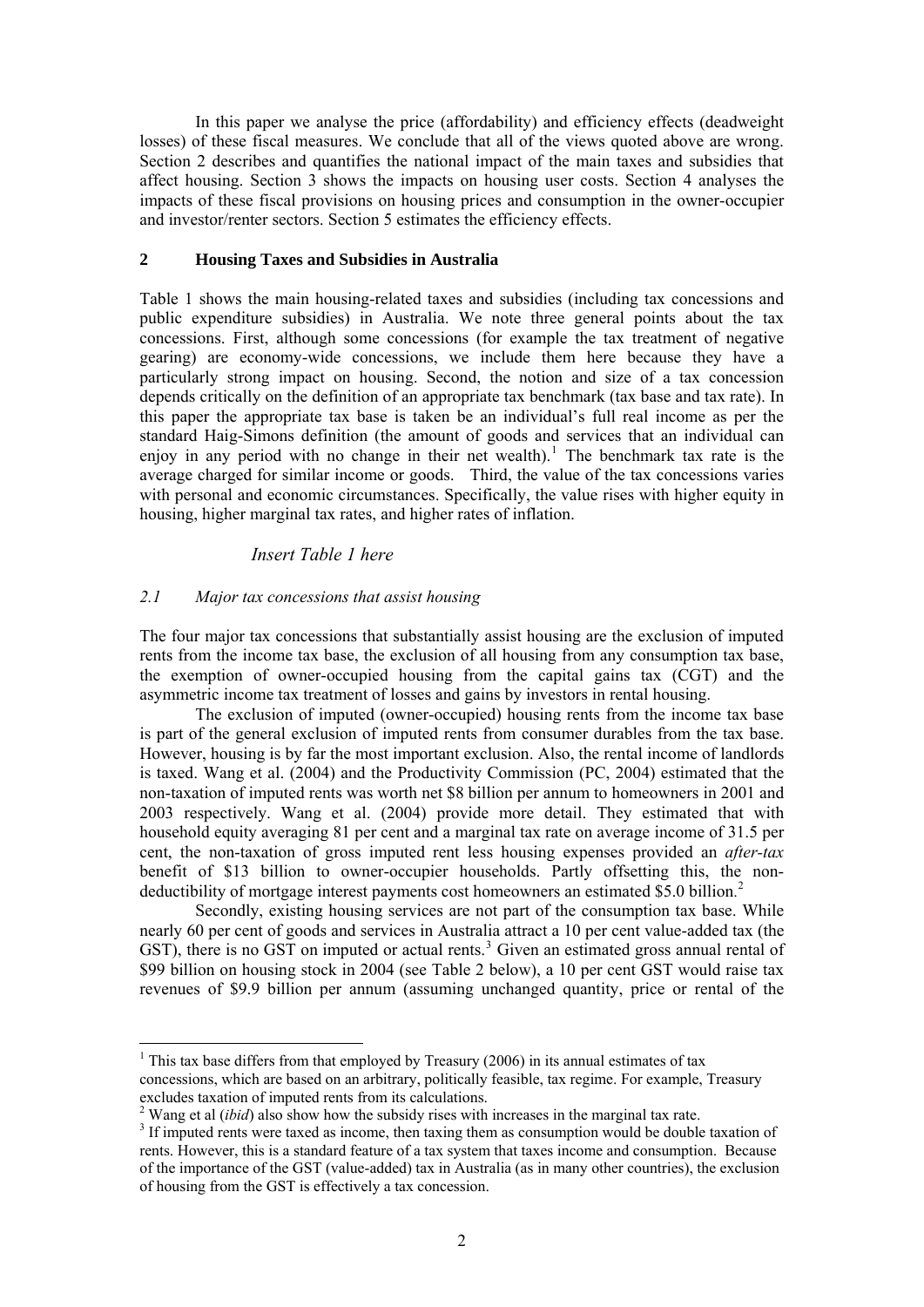In this paper we analyse the price (affordability) and efficiency effects (deadweight losses) of these fiscal measures. We conclude that all of the views quoted above are wrong. Section 2 describes and quantifies the national impact of the main taxes and subsidies that affect housing. Section 3 shows the impacts on housing user costs. Section 4 analyses the impacts of these fiscal provisions on housing prices and consumption in the owner-occupier and investor/renter sectors. Section 5 estimates the efficiency effects.

## 2 Housing Taxes and Subsidies in Australia

Table 1 shows the main housing-related taxes and subsidies (including tax concessions and public expenditure subsidies) in Australia. We note three general points about the tax concessions. First, although some concessions (for example the tax treatment of negative gearing) are economy-wide concessions, we include them here because they have a particularly strong impact on housing. Second, the notion and size of a tax concession depends critically on the definition of an appropriate tax benchmark (tax base and tax rate). In this paper the appropriate tax base is taken be an individual's full real income as per the standard Haig-Simons definition (the amount of goods and services that an individual can enjoy in any period with no change in their net wealth).[1] The benchmark tax rate is the average charged for similar income or goods. Third, the value of the tax concessions varies with personal and economic circumstances. Specifically, the value rises with higher equity in housing, higher marginal tax rates, and higher rates of inflation.

*Insert Table 1 here*

### *2.1 Major tax concessions that assist housing*

The four major tax concessions that substantially assist housing are the exclusion of imputed rents from the income tax base, the exclusion of all housing from any consumption tax base, the exemption of owner-occupied housing from the capital gains tax (CGT) and the asymmetric income tax treatment of losses and gains by investors in rental housing.

The exclusion of imputed (owner-occupied) housing rents from the income tax base is part of the general exclusion of imputed rents from consumer durables from the tax base. However, housing is by far the most important exclusion. Also, the rental income of landlords is taxed. Wang et al. (2004) and the Productivity Commission (PC, 2004) estimated that the non-taxation of imputed rents was worth net \$8 billion per annum to homeowners in 2001 and 2003 respectively. Wang et al. (2004) provide more detail. They estimated that with household equity averaging 81 per cent and a marginal tax rate on average income of 31.5 per cent, the non-taxation of gross imputed rent less housing expenses provided an *after-tax* benefit of \$13 billion to owner-occupier households. Partly offsetting this, the non-deductibility of mortgage interest payments cost homeowners an estimated \$5.0 billion.[2]

Secondly, existing housing services are not part of the consumption tax base. While nearly 60 per cent of goods and services in Australia attract a 10 per cent value-added tax (the GST), there is no GST on imputed or actual rents.[3] Given an estimated gross annual rental of \$99 billion on housing stock in 2004 (see Table 2 below), a 10 per cent GST would raise tax revenues of \$9.9 billion per annum (assuming unchanged quantity, price or rental of the

---

[1] This tax base differs from that employed by Treasury (2006) in its annual estimates of tax concessions, which are based on an arbitrary, politically feasible, tax regime. For example, Treasury excludes taxation of imputed rents from its calculations.

[2] Wang et al (*ibid*) also show how the subsidy rises with increases in the marginal tax rate.

[3] If imputed rents were taxed as income, then taxing them as consumption would be double taxation of rents. However, this is a standard feature of a tax system that taxes income and consumption. Because of the importance of the GST (value-added) tax in Australia (as in many other countries), the exclusion of housing from the GST is effectively a tax concession.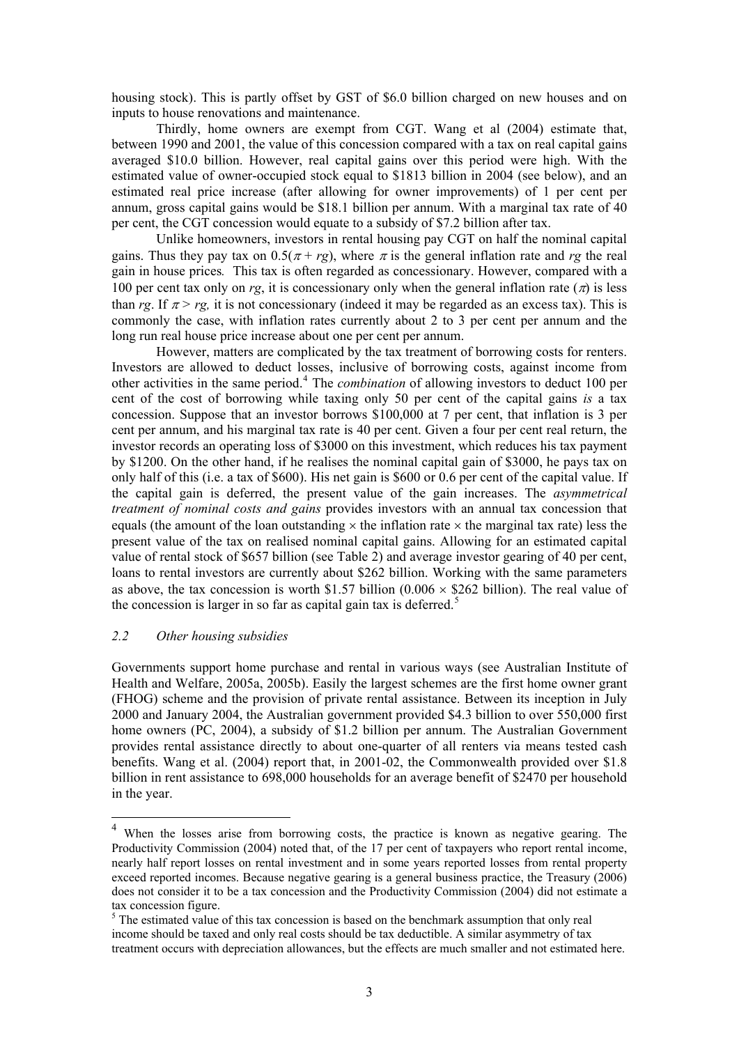housing stock). This is partly offset by GST of $6.0 billion charged on new houses and on inputs to house renovations and maintenance.

Thirdly, home owners are exempt from CGT. Wang et al (2004) estimate that, between 1990 and 2001, the value of this concession compared with a tax on real capital gains averaged $10.0 billion. However, real capital gains over this period were high. With the estimated value of owner-occupied stock equal to $1813 billion in 2004 (see below), and an estimated real price increase (after allowing for owner improvements) of 1 per cent per annum, gross capital gains would be $18.1 billion per annum. With a marginal tax rate of 40 per cent, the CGT concession would equate to a subsidy of $7.2 billion after tax.

Unlike homeowners, investors in rental housing pay CGT on half the nominal capital gains. Thus they pay tax on $0.5(\pi + rg)$, where $\pi$ is the general inflation rate and $rg$ the real gain in house prices*.* This tax is often regarded as concessionary. However, compared with a 100 per cent tax only on $rg$, it is concessionary only when the general inflation rate ($\pi$) is less than $rg$. If $\pi > rg$, it is not concessionary (indeed it may be regarded as an excess tax). This is commonly the case, with inflation rates currently about 2 to 3 per cent per annum and the long run real house price increase about one per cent per annum.

However, matters are complicated by the tax treatment of borrowing costs for renters. Investors are allowed to deduct losses, inclusive of borrowing costs, against income from other activities in the same period.[4] The *combination* of allowing investors to deduct 100 per cent of the cost of borrowing while taxing only 50 per cent of the capital gains *is* a tax concession. Suppose that an investor borrows $100,000 at 7 per cent, that inflation is 3 per cent per annum, and his marginal tax rate is 40 per cent. Given a four per cent real return, the investor records an operating loss of $3000 on this investment, which reduces his tax payment by $1200. On the other hand, if he realises the nominal capital gain of $3000, he pays tax on only half of this (i.e. a tax of $600). His net gain is $600 or 0.6 per cent of the capital value. If the capital gain is deferred, the present value of the gain increases. The *asymmetrical treatment of nominal costs and gains* provides investors with an annual tax concession that equals (the amount of the loan outstanding × the inflation rate × the marginal tax rate) less the present value of the tax on realised nominal capital gains. Allowing for an estimated capital value of rental stock of $657 billion (see Table 2) and average investor gearing of 40 per cent, loans to rental investors are currently about $262 billion. Working with the same parameters as above, the tax concession is worth $1.57 billion (0.006 × $262 billion). The real value of the concession is larger in so far as capital gain tax is deferred.[5]

### *2.2 Other housing subsidies*

Governments support home purchase and rental in various ways (see Australian Institute of Health and Welfare, 2005a, 2005b). Easily the largest schemes are the first home owner grant (FHOG) scheme and the provision of private rental assistance. Between its inception in July 2000 and January 2004, the Australian government provided $4.3 billion to over 550,000 first home owners (PC, 2004), a subsidy of $1.2 billion per annum. The Australian Government provides rental assistance directly to about one-quarter of all renters via means tested cash benefits. Wang et al. (2004) report that, in 2001-02, the Commonwealth provided over $1.8 billion in rent assistance to 698,000 households for an average benefit of $2470 per household in the year.

---

[4] When the losses arise from borrowing costs, the practice is known as negative gearing. The Productivity Commission (2004) noted that, of the 17 per cent of taxpayers who report rental income, nearly half report losses on rental investment and in some years reported losses from rental property exceed reported incomes. Because negative gearing is a general business practice, the Treasury (2006) does not consider it to be a tax concession and the Productivity Commission (2004) did not estimate a tax concession figure.

[5] The estimated value of this tax concession is based on the benchmark assumption that only real income should be taxed and only real costs should be tax deductible. A similar asymmetry of tax treatment occurs with depreciation allowances, but the effects are much smaller and not estimated here.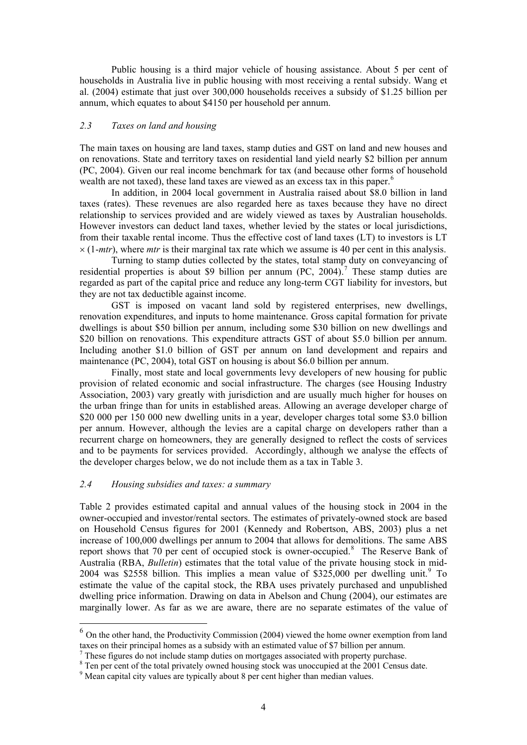Public housing is a third major vehicle of housing assistance. About 5 per cent of households in Australia live in public housing with most receiving a rental subsidy. Wang et al. (2004) estimate that just over 300,000 households receives a subsidy of \$1.25 billion per annum, which equates to about \$4150 per household per annum.

### *2.3 Taxes on land and housing*

The main taxes on housing are land taxes, stamp duties and GST on land and new houses and on renovations. State and territory taxes on residential land yield nearly \$2 billion per annum (PC, 2004). Given our real income benchmark for tax (and because other forms of household wealth are not taxed), these land taxes are viewed as an excess tax in this paper.[6]

In addition, in 2004 local government in Australia raised about \$8.0 billion in land taxes (rates). These revenues are also regarded here as taxes because they have no direct relationship to services provided and are widely viewed as taxes by Australian households. However investors can deduct land taxes, whether levied by the states or local jurisdictions, from their taxable rental income. Thus the effective cost of land taxes (LT) to investors is LT $\times$ (1-*mtr*), where *mtr* is their marginal tax rate which we assume is 40 per cent in this analysis.

Turning to stamp duties collected by the states, total stamp duty on conveyancing of residential properties is about \$9 billion per annum (PC, 2004).[7] These stamp duties are regarded as part of the capital price and reduce any long-term CGT liability for investors, but they are not tax deductible against income.

GST is imposed on vacant land sold by registered enterprises, new dwellings, renovation expenditures, and inputs to home maintenance. Gross capital formation for private dwellings is about \$50 billion per annum, including some \$30 billion on new dwellings and \$20 billion on renovations. This expenditure attracts GST of about \$5.0 billion per annum. Including another \$1.0 billion of GST per annum on land development and repairs and maintenance (PC, 2004), total GST on housing is about \$6.0 billion per annum.

Finally, most state and local governments levy developers of new housing for public provision of related economic and social infrastructure. The charges (see Housing Industry Association, 2003) vary greatly with jurisdiction and are usually much higher for houses on the urban fringe than for units in established areas. Allowing an average developer charge of \$20 000 per 150 000 new dwelling units in a year, developer charges total some \$3.0 billion per annum. However, although the levies are a capital charge on developers rather than a recurrent charge on homeowners, they are generally designed to reflect the costs of services and to be payments for services provided. Accordingly, although we analyse the effects of the developer charges below, we do not include them as a tax in Table 3.

### *2.4 Housing subsidies and taxes: a summary*

Table 2 provides estimated capital and annual values of the housing stock in 2004 in the owner-occupied and investor/rental sectors. The estimates of privately-owned stock are based on Household Census figures for 2001 (Kennedy and Robertson, ABS, 2003) plus a net increase of 100,000 dwellings per annum to 2004 that allows for demolitions. The same ABS report shows that 70 per cent of occupied stock is owner-occupied.[8] The Reserve Bank of Australia (RBA, *Bulletin*) estimates that the total value of the private housing stock in mid-2004 was \$2558 billion. This implies a mean value of \$325,000 per dwelling unit.[9] To estimate the value of the capital stock, the RBA uses privately purchased and unpublished dwelling price information. Drawing on data in Abelson and Chung (2004), our estimates are marginally lower. As far as we are aware, there are no separate estimates of the value of

---

[6] On the other hand, the Productivity Commission (2004) viewed the home owner exemption from land taxes on their principal homes as a subsidy with an estimated value of \$7 billion per annum.

[7] These figures do not include stamp duties on mortgages associated with property purchase.

[8] Ten per cent of the total privately owned housing stock was unoccupied at the 2001 Census date.

[9] Mean capital city values are typically about 8 per cent higher than median values.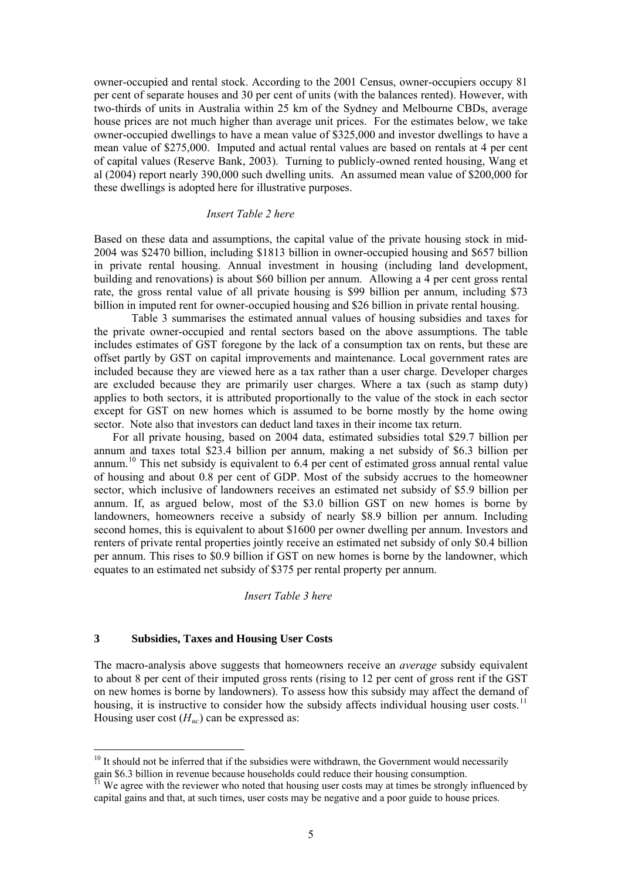owner-occupied and rental stock. According to the 2001 Census, owner-occupiers occupy 81 per cent of separate houses and 30 per cent of units (with the balances rented). However, with two-thirds of units in Australia within 25 km of the Sydney and Melbourne CBDs, average house prices are not much higher than average unit prices. For the estimates below, we take owner-occupied dwellings to have a mean value of $325,000 and investor dwellings to have a mean value of $275,000. Imputed and actual rental values are based on rentals at 4 per cent of capital values (Reserve Bank, 2003). Turning to publicly-owned rented housing, Wang et al (2004) report nearly 390,000 such dwelling units. An assumed mean value of $200,000 for these dwellings is adopted here for illustrative purposes.

*Insert Table 2 here*

Based on these data and assumptions, the capital value of the private housing stock in mid-2004 was $2470 billion, including $1813 billion in owner-occupied housing and $657 billion in private rental housing. Annual investment in housing (including land development, building and renovations) is about $60 billion per annum. Allowing a 4 per cent gross rental rate, the gross rental value of all private housing is $99 billion per annum, including $73 billion in imputed rent for owner-occupied housing and $26 billion in private rental housing.

Table 3 summarises the estimated annual values of housing subsidies and taxes for the private owner-occupied and rental sectors based on the above assumptions. The table includes estimates of GST foregone by the lack of a consumption tax on rents, but these are offset partly by GST on capital improvements and maintenance. Local government rates are included because they are viewed here as a tax rather than a user charge. Developer charges are excluded because they are primarily user charges. Where a tax (such as stamp duty) applies to both sectors, it is attributed proportionally to the value of the stock in each sector except for GST on new homes which is assumed to be borne mostly by the home owing sector. Note also that investors can deduct land taxes in their income tax return.

For all private housing, based on 2004 data, estimated subsidies total $29.7 billion per annum and taxes total $23.4 billion per annum, making a net subsidy of $6.3 billion per annum.[10] This net subsidy is equivalent to 6.4 per cent of estimated gross annual rental value of housing and about 0.8 per cent of GDP. Most of the subsidy accrues to the homeowner sector, which inclusive of landowners receives an estimated net subsidy of $5.9 billion per annum. If, as argued below, most of the $3.0 billion GST on new homes is borne by landowners, homeowners receive a subsidy of nearly $8.9 billion per annum. Including second homes, this is equivalent to about $1600 per owner dwelling per annum. Investors and renters of private rental properties jointly receive an estimated net subsidy of only $0.4 billion per annum. This rises to $0.9 billion if GST on new homes is borne by the landowner, which equates to an estimated net subsidy of $375 per rental property per annum.

*Insert Table 3 here*

## 3 Subsidies, Taxes and Housing User Costs

The macro-analysis above suggests that homeowners receive an *average* subsidy equivalent to about 8 per cent of their imputed gross rents (rising to 12 per cent of gross rent if the GST on new homes is borne by landowners). To assess how this subsidy may affect the demand of housing, it is instructive to consider how the subsidy affects individual housing user costs.[11] Housing user cost ($H_{uc}$) can be expressed as:

---

[10] It should not be inferred that if the subsidies were withdrawn, the Government would necessarily gain $6.3 billion in revenue because households could reduce their housing consumption.

[11] We agree with the reviewer who noted that housing user costs may at times be strongly influenced by capital gains and that, at such times, user costs may be negative and a poor guide to house prices.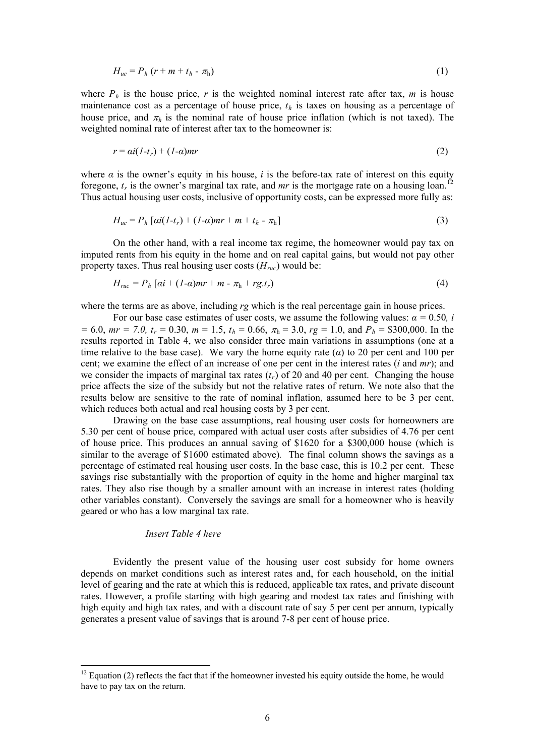$$H_{uc} = P_h\,(r + m + t_h - \pi_h) \tag{1}$$

where $P_h$ is the house price, $r$ is the weighted nominal interest rate after tax, $m$ is house maintenance cost as a percentage of house price, $t_h$ is taxes on housing as a percentage of house price, and $\pi_h$ is the nominal rate of house price inflation (which is not taxed). The weighted nominal rate of interest after tax to the homeowner is:

$$r = \alpha i(1-t_r) + (1-\alpha)mr \tag{2}$$

where $\alpha$ is the owner's equity in his house, $i$ is the before-tax rate of interest on this equity foregone, $t_r$ is the owner's marginal tax rate, and $mr$ is the mortgage rate on a housing loan.[12] Thus actual housing user costs, inclusive of opportunity costs, can be expressed more fully as:

$$H_{uc} = P_h\,[\alpha i(1-t_r) + (1-\alpha)mr + m + t_h - \pi_h] \tag{3}$$

On the other hand, with a real income tax regime, the homeowner would pay tax on imputed rents from his equity in the home and on real capital gains, but would not pay other property taxes. Thus real housing user costs ($H_{ruc}$) would be:

$$H_{ruc} = P_h\,[\alpha i + (1-\alpha)mr + m - \pi_h + rg.t_r) \tag{4}$$

where the terms are as above, including $rg$ which is the real percentage gain in house prices.

For our base case estimates of user costs, we assume the following values: $\alpha = 0.50$, $i = 6.0$, $mr = 7.0$, $t_r = 0.30$, $m = 1.5$, $t_h = 0.66$, $\pi_h = 3.0$, $rg = 1.0$, and $P_h = \$300{,}000$. In the results reported in Table 4, we also consider three main variations in assumptions (one at a time relative to the base case). We vary the home equity rate ($\alpha$) to 20 per cent and 100 per cent; we examine the effect of an increase of one per cent in the interest rates ($i$ and $mr$); and we consider the impacts of marginal tax rates ($t_r$) of 20 and 40 per cent. Changing the house price affects the size of the subsidy but not the relative rates of return. We note also that the results below are sensitive to the rate of nominal inflation, assumed here to be 3 per cent, which reduces both actual and real housing costs by 3 per cent.

Drawing on the base case assumptions, real housing user costs for homeowners are 5.30 per cent of house price, compared with actual user costs after subsidies of 4.76 per cent of house price. This produces an annual saving of \$1620 for a \$300,000 house (which is similar to the average of \$1600 estimated above). The final column shows the savings as a percentage of estimated real housing user costs. In the base case, this is 10.2 per cent. These savings rise substantially with the proportion of equity in the home and higher marginal tax rates. They also rise though by a smaller amount with an increase in interest rates (holding other variables constant). Conversely the savings are small for a homeowner who is heavily geared or who has a low marginal tax rate.

*Insert Table 4 here*

Evidently the present value of the housing user cost subsidy for home owners depends on market conditions such as interest rates and, for each household, on the initial level of gearing and the rate at which this is reduced, applicable tax rates, and private discount rates. However, a profile starting with high gearing and modest tax rates and finishing with high equity and high tax rates, and with a discount rate of say 5 per cent per annum, typically generates a present value of savings that is around 7-8 per cent of house price.

---

[12] Equation (2) reflects the fact that if the homeowner invested his equity outside the home, he would have to pay tax on the return.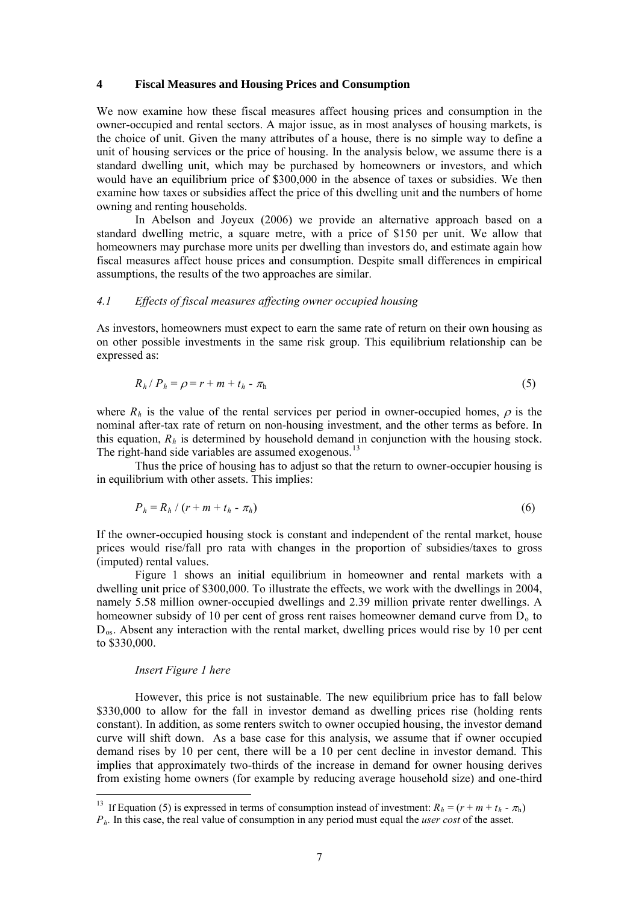## 4 Fiscal Measures and Housing Prices and Consumption

We now examine how these fiscal measures affect housing prices and consumption in the owner-occupied and rental sectors. A major issue, as in most analyses of housing markets, is the choice of unit. Given the many attributes of a house, there is no simple way to define a unit of housing services or the price of housing. In the analysis below, we assume there is a standard dwelling unit, which may be purchased by homeowners or investors, and which would have an equilibrium price of $300,000 in the absence of taxes or subsidies. We then examine how taxes or subsidies affect the price of this dwelling unit and the numbers of home owning and renting households.

In Abelson and Joyeux (2006) we provide an alternative approach based on a standard dwelling metric, a square metre, with a price of $150 per unit. We allow that homeowners may purchase more units per dwelling than investors do, and estimate again how fiscal measures affect house prices and consumption. Despite small differences in empirical assumptions, the results of the two approaches are similar.

### *4.1 Effects of fiscal measures affecting owner occupied housing*

As investors, homeowners must expect to earn the same rate of return on their own housing as on other possible investments in the same risk group. This equilibrium relationship can be expressed as:

$$R_h / P_h = \rho = r + m + t_h - \pi_h \tag{5}$$

where $R_h$ is the value of the rental services per period in owner-occupied homes, $\rho$ is the nominal after-tax rate of return on non-housing investment, and the other terms as before. In this equation, $R_h$ is determined by household demand in conjunction with the housing stock. The right-hand side variables are assumed exogenous.[13]

Thus the price of housing has to adjust so that the return to owner-occupier housing is in equilibrium with other assets. This implies:

$$P_h = R_h / (r + m + t_h - \pi_h) \tag{6}$$

If the owner-occupied housing stock is constant and independent of the rental market, house prices would rise/fall pro rata with changes in the proportion of subsidies/taxes to gross (imputed) rental values.

Figure 1 shows an initial equilibrium in homeowner and rental markets with a dwelling unit price of $300,000. To illustrate the effects, we work with the dwellings in 2004, namely 5.58 million owner-occupied dwellings and 2.39 million private renter dwellings. A homeowner subsidy of 10 per cent of gross rent raises homeowner demand curve from $D_o$ to $D_{os}$. Absent any interaction with the rental market, dwelling prices would rise by 10 per cent to $330,000.

*Insert Figure 1 here*

However, this price is not sustainable. The new equilibrium price has to fall below $330,000 to allow for the fall in investor demand as dwelling prices rise (holding rents constant). In addition, as some renters switch to owner occupied housing, the investor demand curve will shift down. As a base case for this analysis, we assume that if owner occupied demand rises by 10 per cent, there will be a 10 per cent decline in investor demand. This implies that approximately two-thirds of the increase in demand for owner housing derives from existing home owners (for example by reducing average household size) and one-third

[13] If Equation (5) is expressed in terms of consumption instead of investment: $R_h = (r + m + t_h - \pi_h) P_h$. In this case, the real value of consumption in any period must equal the *user cost* of the asset.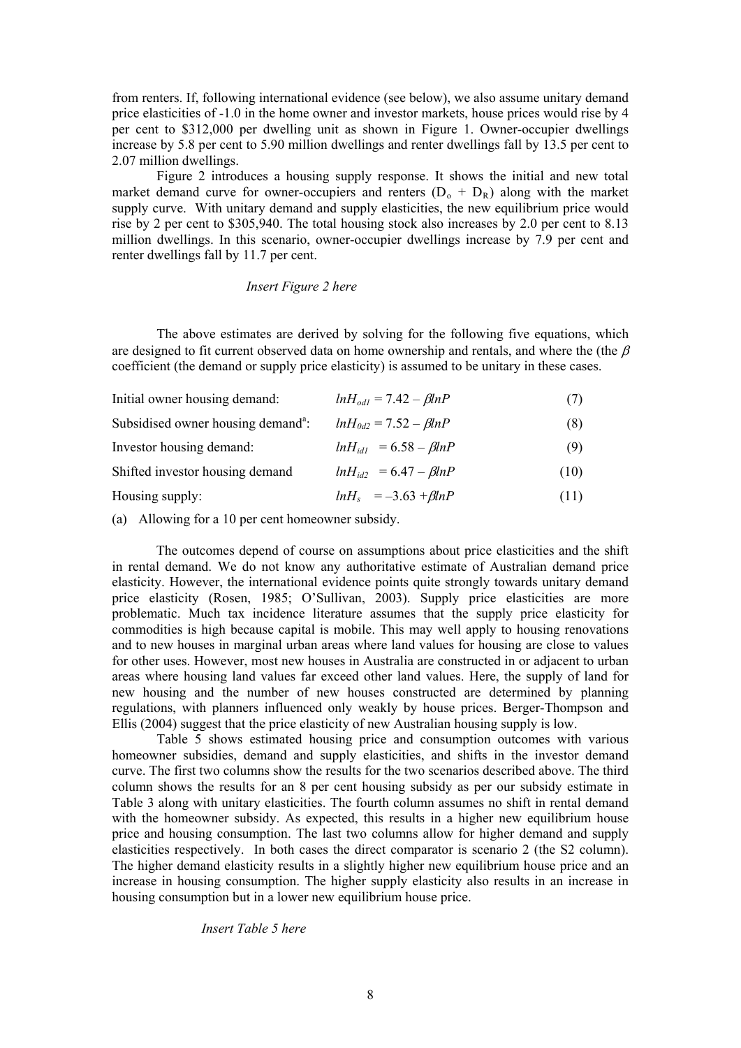from renters. If, following international evidence (see below), we also assume unitary demand price elasticities of -1.0 in the home owner and investor markets, house prices would rise by 4 per cent to \$312,000 per dwelling unit as shown in Figure 1. Owner-occupier dwellings increase by 5.8 per cent to 5.90 million dwellings and renter dwellings fall by 13.5 per cent to 2.07 million dwellings.

Figure 2 introduces a housing supply response. It shows the initial and new total market demand curve for owner-occupiers and renters ($D_o + D_R$) along with the market supply curve. With unitary demand and supply elasticities, the new equilibrium price would rise by 2 per cent to \$305,940. The total housing stock also increases by 2.0 per cent to 8.13 million dwellings. In this scenario, owner-occupier dwellings increase by 7.9 per cent and renter dwellings fall by 11.7 per cent.

*Insert Figure 2 here*

The above estimates are derived by solving for the following five equations, which are designed to fit current observed data on home ownership and rentals, and where the (the $\beta$ coefficient (the demand or supply price elasticity) is assumed to be unitary in these cases.

| | | |
|---|---|---|
| Initial owner housing demand: | $lnH_{od1} = 7.42 - \beta lnP$ | (7) |
| Subsidised owner housing demand[a]: | $lnH_{0d2} = 7.52 - \beta lnP$ | (8) |
| Investor housing demand: | $lnH_{id1} = 6.58 - \beta lnP$ | (9) |
| Shifted investor housing demand | $lnH_{id2} = 6.47 - \beta lnP$ | (10) |
| Housing supply: | $lnH_s = -3.63 + \beta lnP$ | (11) |

(a) Allowing for a 10 per cent homeowner subsidy.

The outcomes depend of course on assumptions about price elasticities and the shift in rental demand. We do not know any authoritative estimate of Australian demand price elasticity. However, the international evidence points quite strongly towards unitary demand price elasticity (Rosen, 1985; O'Sullivan, 2003). Supply price elasticities are more problematic. Much tax incidence literature assumes that the supply price elasticity for commodities is high because capital is mobile. This may well apply to housing renovations and to new houses in marginal urban areas where land values for housing are close to values for other uses. However, most new houses in Australia are constructed in or adjacent to urban areas where housing land values far exceed other land values. Here, the supply of land for new housing and the number of new houses constructed are determined by planning regulations, with planners influenced only weakly by house prices. Berger-Thompson and Ellis (2004) suggest that the price elasticity of new Australian housing supply is low.

Table 5 shows estimated housing price and consumption outcomes with various homeowner subsidies, demand and supply elasticities, and shifts in the investor demand curve. The first two columns show the results for the two scenarios described above. The third column shows the results for an 8 per cent housing subsidy as per our subsidy estimate in Table 3 along with unitary elasticities. The fourth column assumes no shift in rental demand with the homeowner subsidy. As expected, this results in a higher new equilibrium house price and housing consumption. The last two columns allow for higher demand and supply elasticities respectively. In both cases the direct comparator is scenario 2 (the S2 column). The higher demand elasticity results in a slightly higher new equilibrium house price and an increase in housing consumption. The higher supply elasticity also results in an increase in housing consumption but in a lower new equilibrium house price.

*Insert Table 5 here*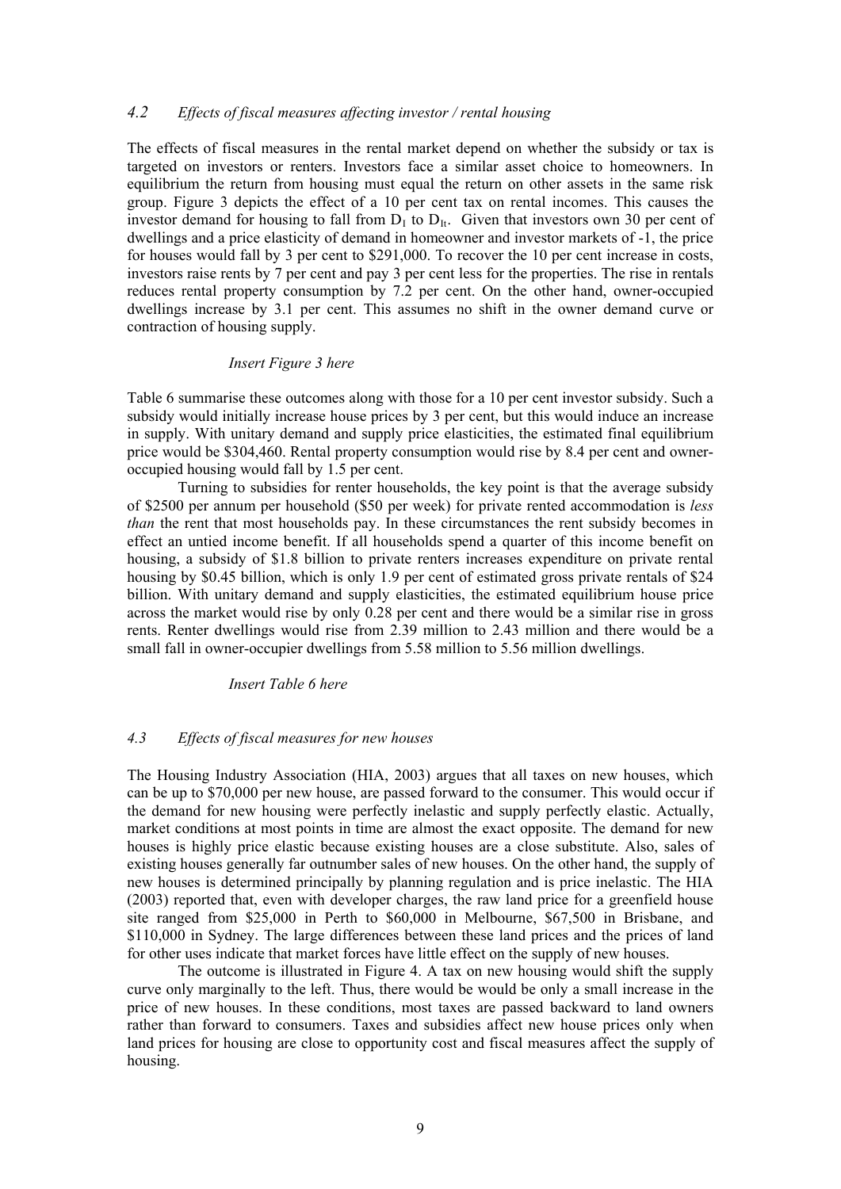### *4.2 Effects of fiscal measures affecting investor / rental housing*

The effects of fiscal measures in the rental market depend on whether the subsidy or tax is targeted on investors or renters. Investors face a similar asset choice to homeowners. In equilibrium the return from housing must equal the return on other assets in the same risk group. Figure 3 depicts the effect of a 10 per cent tax on rental incomes. This causes the investor demand for housing to fall from $D_I$ to $D_{It}$. Given that investors own 30 per cent of dwellings and a price elasticity of demand in homeowner and investor markets of -1, the price for houses would fall by 3 per cent to $291,000. To recover the 10 per cent increase in costs, investors raise rents by 7 per cent and pay 3 per cent less for the properties. The rise in rentals reduces rental property consumption by 7.2 per cent. On the other hand, owner-occupied dwellings increase by 3.1 per cent. This assumes no shift in the owner demand curve or contraction of housing supply.

*Insert Figure 3 here*

Table 6 summarise these outcomes along with those for a 10 per cent investor subsidy. Such a subsidy would initially increase house prices by 3 per cent, but this would induce an increase in supply. With unitary demand and supply price elasticities, the estimated final equilibrium price would be $304,460. Rental property consumption would rise by 8.4 per cent and owner-occupied housing would fall by 1.5 per cent.

Turning to subsidies for renter households, the key point is that the average subsidy of $2500 per annum per household ($50 per week) for private rented accommodation is *less than* the rent that most households pay. In these circumstances the rent subsidy becomes in effect an untied income benefit. If all households spend a quarter of this income benefit on housing, a subsidy of $1.8 billion to private renters increases expenditure on private rental housing by $0.45 billion, which is only 1.9 per cent of estimated gross private rentals of $24 billion. With unitary demand and supply elasticities, the estimated equilibrium house price across the market would rise by only 0.28 per cent and there would be a similar rise in gross rents. Renter dwellings would rise from 2.39 million to 2.43 million and there would be a small fall in owner-occupier dwellings from 5.58 million to 5.56 million dwellings.

*Insert Table 6 here*

### *4.3 Effects of fiscal measures for new houses*

The Housing Industry Association (HIA, 2003) argues that all taxes on new houses, which can be up to $70,000 per new house, are passed forward to the consumer. This would occur if the demand for new housing were perfectly inelastic and supply perfectly elastic. Actually, market conditions at most points in time are almost the exact opposite. The demand for new houses is highly price elastic because existing houses are a close substitute. Also, sales of existing houses generally far outnumber sales of new houses. On the other hand, the supply of new houses is determined principally by planning regulation and is price inelastic. The HIA (2003) reported that, even with developer charges, the raw land price for a greenfield house site ranged from $25,000 in Perth to $60,000 in Melbourne, $67,500 in Brisbane, and $110,000 in Sydney. The large differences between these land prices and the prices of land for other uses indicate that market forces have little effect on the supply of new houses.

The outcome is illustrated in Figure 4. A tax on new housing would shift the supply curve only marginally to the left. Thus, there would be would be only a small increase in the price of new houses. In these conditions, most taxes are passed backward to land owners rather than forward to consumers. Taxes and subsidies affect new house prices only when land prices for housing are close to opportunity cost and fiscal measures affect the supply of housing.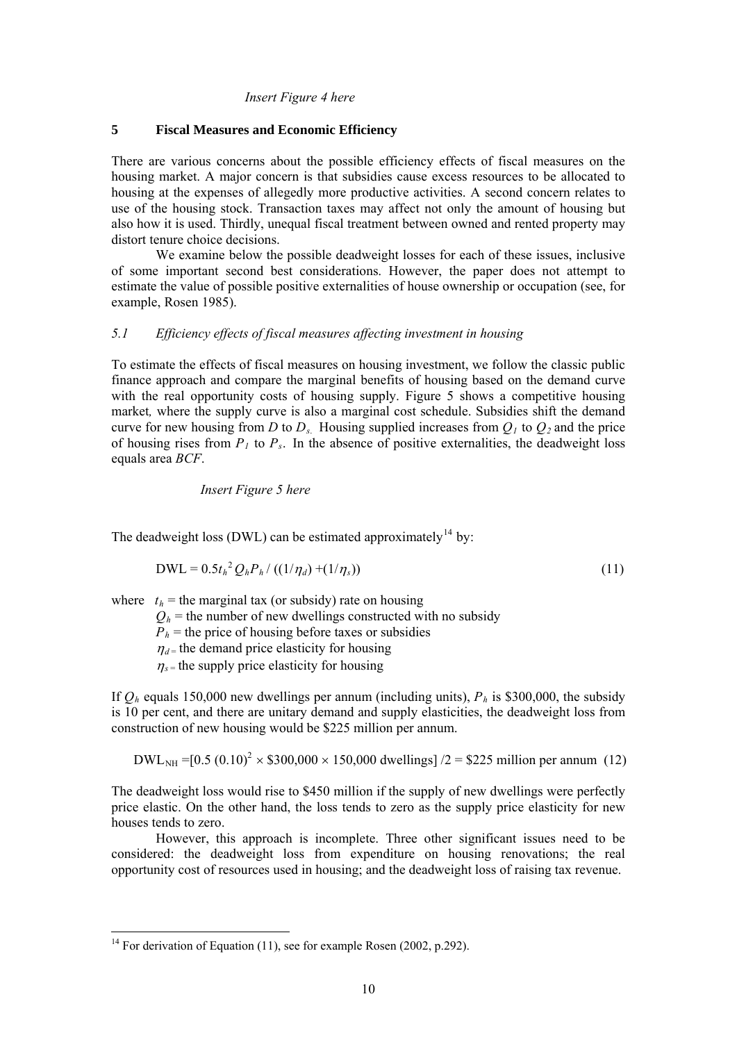*Insert Figure 4 here*

## 5 Fiscal Measures and Economic Efficiency

There are various concerns about the possible efficiency effects of fiscal measures on the housing market. A major concern is that subsidies cause excess resources to be allocated to housing at the expenses of allegedly more productive activities. A second concern relates to use of the housing stock. Transaction taxes may affect not only the amount of housing but also how it is used. Thirdly, unequal fiscal treatment between owned and rented property may distort tenure choice decisions.

We examine below the possible deadweight losses for each of these issues, inclusive of some important second best considerations. However, the paper does not attempt to estimate the value of possible positive externalities of house ownership or occupation (see, for example, Rosen 1985).

### *5.1 Efficiency effects of fiscal measures affecting investment in housing*

To estimate the effects of fiscal measures on housing investment, we follow the classic public finance approach and compare the marginal benefits of housing based on the demand curve with the real opportunity costs of housing supply. Figure 5 shows a competitive housing market*,* where the supply curve is also a marginal cost schedule. Subsidies shift the demand curve for new housing from *D* to $D_s$. Housing supplied increases from $Q_1$ to $Q_2$ and the price of housing rises from $P_1$ to $P_s$. In the absence of positive externalities, the deadweight loss equals area *BCF*.

*Insert Figure 5 here*

The deadweight loss (DWL) can be estimated approximately[14] by:

$$\text{DWL} = 0.5 t_h^2 Q_h P_h / ((1/\eta_d) + (1/\eta_s)) \tag{11}$$

where $t_h$ = the marginal tax (or subsidy) rate on housing
$Q_h$ = the number of new dwellings constructed with no subsidy
$P_h$ = the price of housing before taxes or subsidies
$\eta_d$ = the demand price elasticity for housing
$\eta_s$ = the supply price elasticity for housing

If $Q_h$ equals 150,000 new dwellings per annum (including units), $P_h$ is \$300,000, the subsidy is 10 per cent, and there are unitary demand and supply elasticities, the deadweight loss from construction of new housing would be \$225 million per annum.

$$\text{DWL}_{\text{NH}} = [0.5\,(0.10)^2 \times \$300{,}000 \times 150{,}000 \text{ dwellings}]\,/2 = \$225 \text{ million per annum} \tag{12}$$

The deadweight loss would rise to \$450 million if the supply of new dwellings were perfectly price elastic. On the other hand, the loss tends to zero as the supply price elasticity for new houses tends to zero.

However, this approach is incomplete. Three other significant issues need to be considered: the deadweight loss from expenditure on housing renovations; the real opportunity cost of resources used in housing; and the deadweight loss of raising tax revenue.

---

[14] For derivation of Equation (11), see for example Rosen (2002, p.292).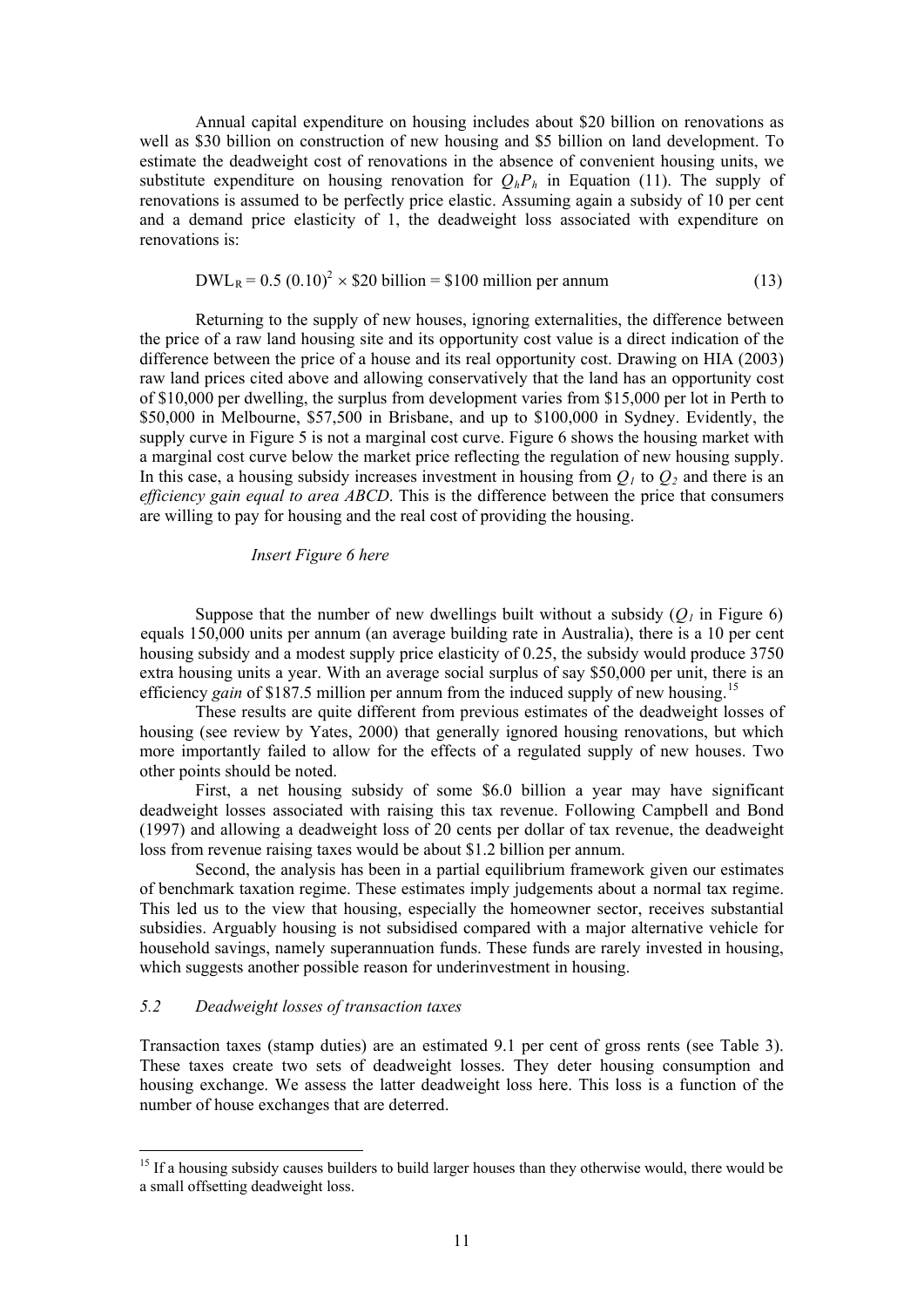Annual capital expenditure on housing includes about \$20 billion on renovations as well as \$30 billion on construction of new housing and \$5 billion on land development. To estimate the deadweight cost of renovations in the absence of convenient housing units, we substitute expenditure on housing renovation for $Q_h P_h$ in Equation (11). The supply of renovations is assumed to be perfectly price elastic. Assuming again a subsidy of 10 per cent and a demand price elasticity of 1, the deadweight loss associated with expenditure on renovations is:

$$\text{DWL}_R = 0.5\,(0.10)^2 \times \$20 \text{ billion} = \$100 \text{ million per annum} \tag{13}$$

Returning to the supply of new houses, ignoring externalities, the difference between the price of a raw land housing site and its opportunity cost value is a direct indication of the difference between the price of a house and its real opportunity cost. Drawing on HIA (2003) raw land prices cited above and allowing conservatively that the land has an opportunity cost of \$10,000 per dwelling, the surplus from development varies from \$15,000 per lot in Perth to \$50,000 in Melbourne, \$57,500 in Brisbane, and up to \$100,000 in Sydney. Evidently, the supply curve in Figure 5 is not a marginal cost curve. Figure 6 shows the housing market with a marginal cost curve below the market price reflecting the regulation of new housing supply. In this case, a housing subsidy increases investment in housing from $Q_1$ to $Q_2$ and there is an *efficiency gain equal to area ABCD*. This is the difference between the price that consumers are willing to pay for housing and the real cost of providing the housing.

*Insert Figure 6 here*

Suppose that the number of new dwellings built without a subsidy ($Q_1$ in Figure 6) equals 150,000 units per annum (an average building rate in Australia), there is a 10 per cent housing subsidy and a modest supply price elasticity of 0.25, the subsidy would produce 3750 extra housing units a year. With an average social surplus of say \$50,000 per unit, there is an efficiency *gain* of \$187.5 million per annum from the induced supply of new housing.[15]

These results are quite different from previous estimates of the deadweight losses of housing (see review by Yates, 2000) that generally ignored housing renovations, but which more importantly failed to allow for the effects of a regulated supply of new houses. Two other points should be noted.

First, a net housing subsidy of some \$6.0 billion a year may have significant deadweight losses associated with raising this tax revenue. Following Campbell and Bond (1997) and allowing a deadweight loss of 20 cents per dollar of tax revenue, the deadweight loss from revenue raising taxes would be about \$1.2 billion per annum.

Second, the analysis has been in a partial equilibrium framework given our estimates of benchmark taxation regime. These estimates imply judgements about a normal tax regime. This led us to the view that housing, especially the homeowner sector, receives substantial subsidies. Arguably housing is not subsidised compared with a major alternative vehicle for household savings, namely superannuation funds. These funds are rarely invested in housing, which suggests another possible reason for underinvestment in housing.

### *5.2 Deadweight losses of transaction taxes*

Transaction taxes (stamp duties) are an estimated 9.1 per cent of gross rents (see Table 3). These taxes create two sets of deadweight losses. They deter housing consumption and housing exchange. We assess the latter deadweight loss here. This loss is a function of the number of house exchanges that are deterred.

---

[15] If a housing subsidy causes builders to build larger houses than they otherwise would, there would be a small offsetting deadweight loss.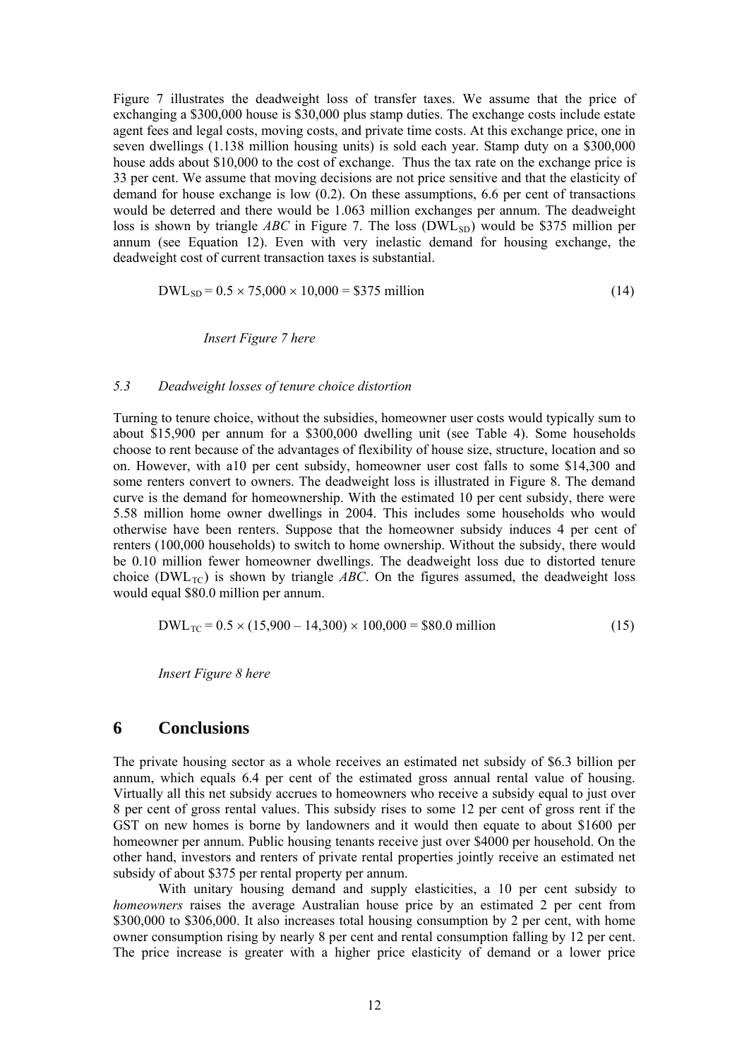Figure 7 illustrates the deadweight loss of transfer taxes. We assume that the price of exchanging a \$300,000 house is \$30,000 plus stamp duties. The exchange costs include estate agent fees and legal costs, moving costs, and private time costs. At this exchange price, one in seven dwellings (1.138 million housing units) is sold each year. Stamp duty on a \$300,000 house adds about \$10,000 to the cost of exchange. Thus the tax rate on the exchange price is 33 per cent. We assume that moving decisions are not price sensitive and that the elasticity of demand for house exchange is low (0.2). On these assumptions, 6.6 per cent of transactions would be deterred and there would be 1.063 million exchanges per annum. The deadweight loss is shown by triangle *ABC* in Figure 7. The loss ($DWL_{SD}$) would be \$375 million per annum (see Equation 12). Even with very inelastic demand for housing exchange, the deadweight cost of current transaction taxes is substantial.

$$DWL_{SD} = 0.5 \times 75{,}000 \times 10{,}000 = \$375 \text{ million} \tag{14}$$

*Insert Figure 7 here*

### 5.3 Deadweight losses of tenure choice distortion

Turning to tenure choice, without the subsidies, homeowner user costs would typically sum to about \$15,900 per annum for a \$300,000 dwelling unit (see Table 4). Some households choose to rent because of the advantages of flexibility of house size, structure, location and so on. However, with a10 per cent subsidy, homeowner user cost falls to some \$14,300 and some renters convert to owners. The deadweight loss is illustrated in Figure 8. The demand curve is the demand for homeownership. With the estimated 10 per cent subsidy, there were 5.58 million home owner dwellings in 2004. This includes some households who would otherwise have been renters. Suppose that the homeowner subsidy induces 4 per cent of renters (100,000 households) to switch to home ownership. Without the subsidy, there would be 0.10 million fewer homeowner dwellings. The deadweight loss due to distorted tenure choice ($DWL_{TC}$) is shown by triangle *ABC*. On the figures assumed, the deadweight loss would equal \$80.0 million per annum.

$$DWL_{TC} = 0.5 \times (15{,}900 - 14{,}300) \times 100{,}000 = \$80.0 \text{ million} \tag{15}$$

*Insert Figure 8 here*

## 6 Conclusions

The private housing sector as a whole receives an estimated net subsidy of \$6.3 billion per annum, which equals 6.4 per cent of the estimated gross annual rental value of housing. Virtually all this net subsidy accrues to homeowners who receive a subsidy equal to just over 8 per cent of gross rental values. This subsidy rises to some 12 per cent of gross rent if the GST on new homes is borne by landowners and it would then equate to about \$1600 per homeowner per annum. Public housing tenants receive just over \$4000 per household. On the other hand, investors and renters of private rental properties jointly receive an estimated net subsidy of about \$375 per rental property per annum.

With unitary housing demand and supply elasticities, a 10 per cent subsidy to *homeowners* raises the average Australian house price by an estimated 2 per cent from \$300,000 to \$306,000. It also increases total housing consumption by 2 per cent, with home owner consumption rising by nearly 8 per cent and rental consumption falling by 12 per cent. The price increase is greater with a higher price elasticity of demand or a lower price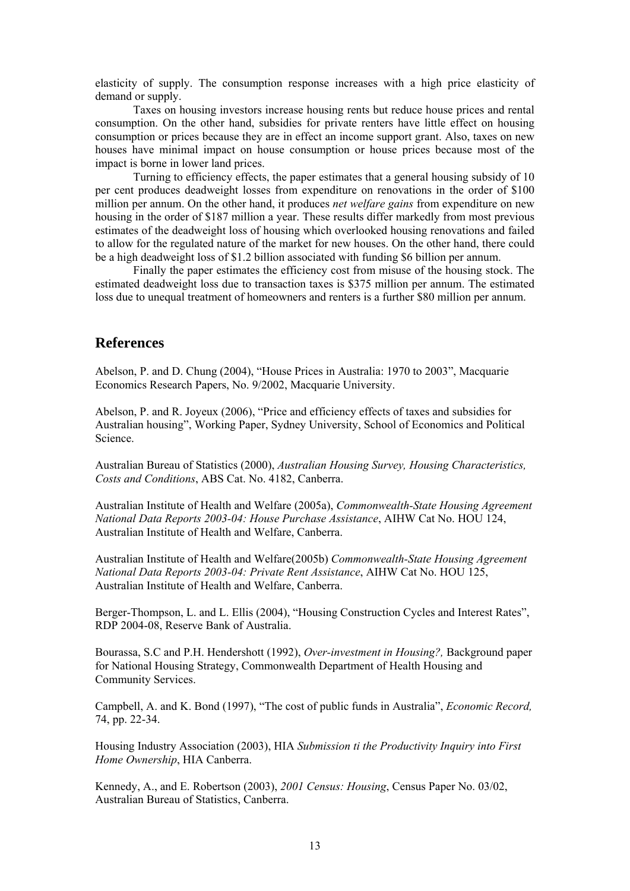elasticity of supply. The consumption response increases with a high price elasticity of demand or supply.

Taxes on housing investors increase housing rents but reduce house prices and rental consumption. On the other hand, subsidies for private renters have little effect on housing consumption or prices because they are in effect an income support grant. Also, taxes on new houses have minimal impact on house consumption or house prices because most of the impact is borne in lower land prices.

Turning to efficiency effects, the paper estimates that a general housing subsidy of 10 per cent produces deadweight losses from expenditure on renovations in the order of $100 million per annum. On the other hand, it produces *net welfare gains* from expenditure on new housing in the order of $187 million a year. These results differ markedly from most previous estimates of the deadweight loss of housing which overlooked housing renovations and failed to allow for the regulated nature of the market for new houses. On the other hand, there could be a high deadweight loss of $1.2 billion associated with funding $6 billion per annum.

Finally the paper estimates the efficiency cost from misuse of the housing stock. The estimated deadweight loss due to transaction taxes is $375 million per annum. The estimated loss due to unequal treatment of homeowners and renters is a further $80 million per annum.

## References

Abelson, P. and D. Chung (2004), "House Prices in Australia: 1970 to 2003", Macquarie Economics Research Papers, No. 9/2002, Macquarie University.

Abelson, P. and R. Joyeux (2006), "Price and efficiency effects of taxes and subsidies for Australian housing", Working Paper, Sydney University, School of Economics and Political Science.

Australian Bureau of Statistics (2000), *Australian Housing Survey, Housing Characteristics, Costs and Conditions*, ABS Cat. No. 4182, Canberra.

Australian Institute of Health and Welfare (2005a), *Commonwealth-State Housing Agreement National Data Reports 2003-04: House Purchase Assistance*, AIHW Cat No. HOU 124, Australian Institute of Health and Welfare, Canberra.

Australian Institute of Health and Welfare(2005b) *Commonwealth-State Housing Agreement National Data Reports 2003-04: Private Rent Assistance*, AIHW Cat No. HOU 125, Australian Institute of Health and Welfare, Canberra.

Berger-Thompson, L. and L. Ellis (2004), "Housing Construction Cycles and Interest Rates", RDP 2004-08, Reserve Bank of Australia.

Bourassa, S.C and P.H. Hendershott (1992), *Over-investment in Housing?,* Background paper for National Housing Strategy, Commonwealth Department of Health Housing and Community Services.

Campbell, A. and K. Bond (1997), "The cost of public funds in Australia", *Economic Record,* 74, pp. 22-34.

Housing Industry Association (2003), HIA *Submission ti the Productivity Inquiry into First Home Ownership*, HIA Canberra.

Kennedy, A., and E. Robertson (2003), *2001 Census: Housing*, Census Paper No. 03/02, Australian Bureau of Statistics, Canberra.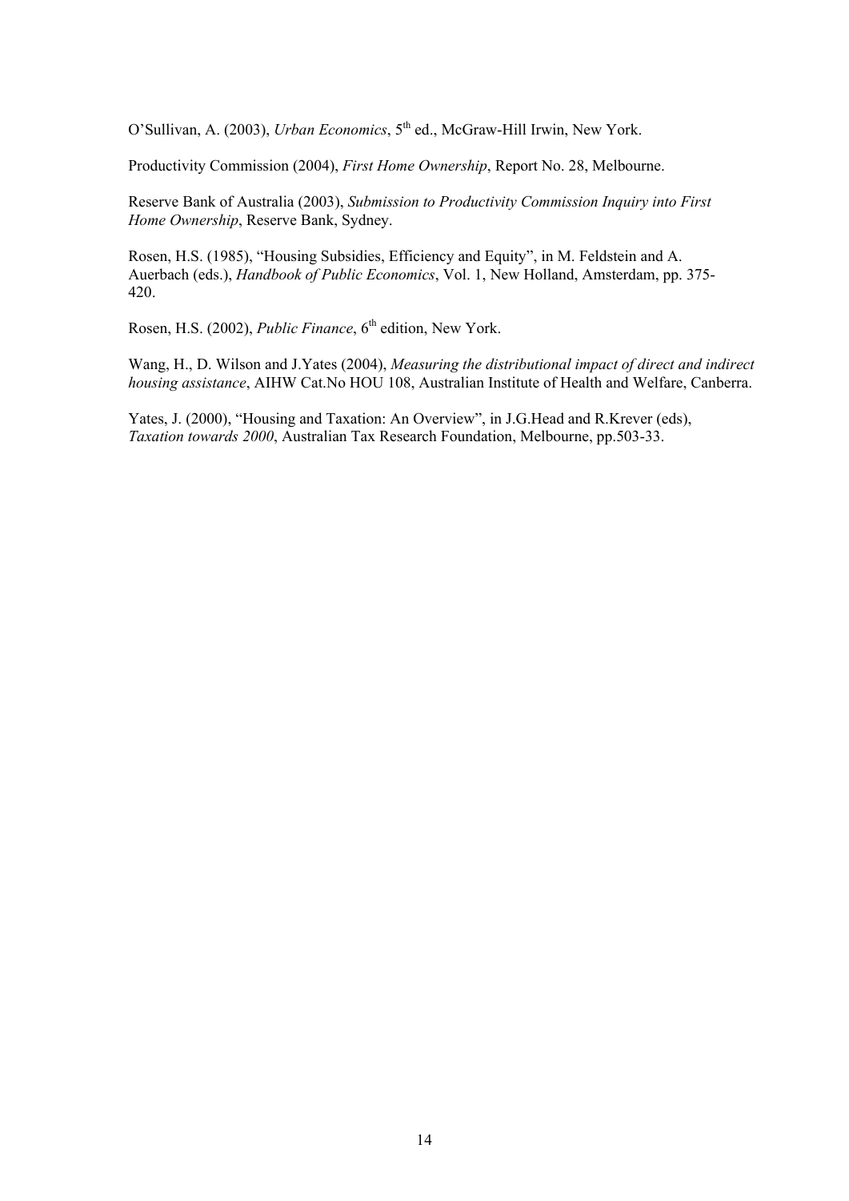O'Sullivan, A. (2003), *Urban Economics*, 5th ed., McGraw-Hill Irwin, New York.

Productivity Commission (2004), *First Home Ownership*, Report No. 28, Melbourne.

Reserve Bank of Australia (2003), *Submission to Productivity Commission Inquiry into First Home Ownership*, Reserve Bank, Sydney.

Rosen, H.S. (1985), "Housing Subsidies, Efficiency and Equity", in M. Feldstein and A. Auerbach (eds.), *Handbook of Public Economics*, Vol. 1, New Holland, Amsterdam, pp. 375-420.

Rosen, H.S. (2002), *Public Finance*, 6th edition, New York.

Wang, H., D. Wilson and J.Yates (2004), *Measuring the distributional impact of direct and indirect housing assistance*, AIHW Cat.No HOU 108, Australian Institute of Health and Welfare, Canberra.

Yates, J. (2000), "Housing and Taxation: An Overview", in J.G.Head and R.Krever (eds), *Taxation towards 2000*, Australian Tax Research Foundation, Melbourne, pp.503-33.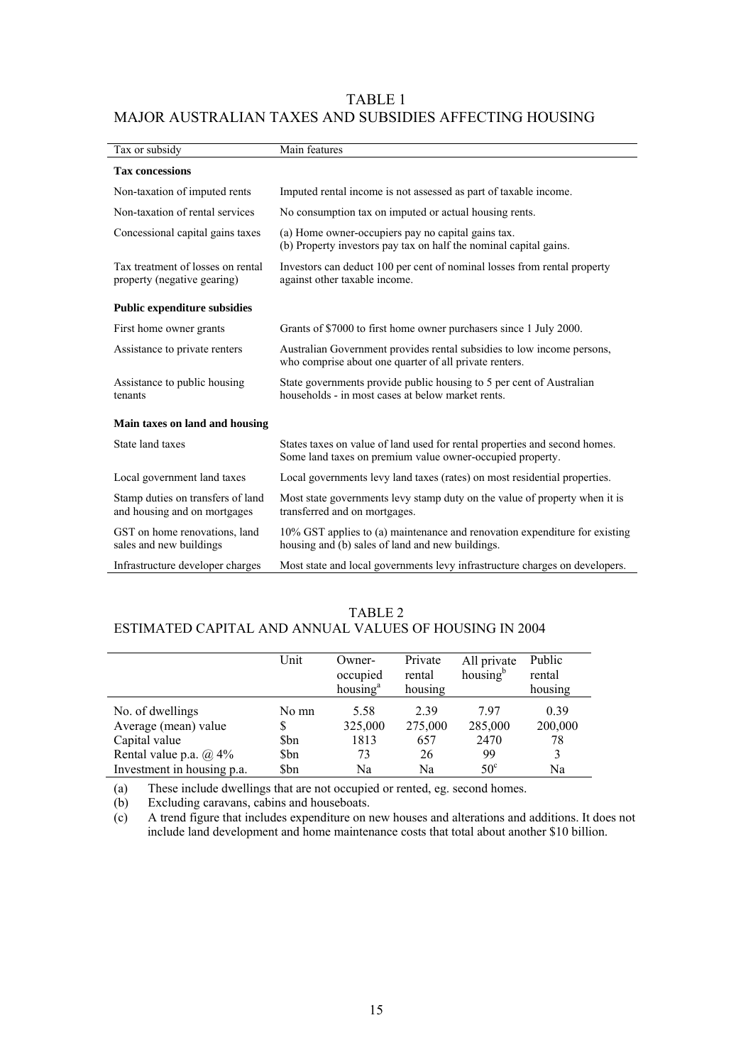## TABLE 1
## MAJOR AUSTRALIAN TAXES AND SUBSIDIES AFFECTING HOUSING

| Tax or subsidy | Main features |
|---|---|
| **Tax concessions** | |
| Non-taxation of imputed rents | Imputed rental income is not assessed as part of taxable income. |
| Non-taxation of rental services | No consumption tax on imputed or actual housing rents. |
| Concessional capital gains taxes | (a) Home owner-occupiers pay no capital gains tax. (b) Property investors pay tax on half the nominal capital gains. |
| Tax treatment of losses on rental property (negative gearing) | Investors can deduct 100 per cent of nominal losses from rental property against other taxable income. |
| **Public expenditure subsidies** | |
| First home owner grants | Grants of $7000 to first home owner purchasers since 1 July 2000. |
| Assistance to private renters | Australian Government provides rental subsidies to low income persons, who comprise about one quarter of all private renters. |
| Assistance to public housing tenants | State governments provide public housing to 5 per cent of Australian households - in most cases at below market rents. |
| **Main taxes on land and housing** | |
| State land taxes | States taxes on value of land used for rental properties and second homes. Some land taxes on premium value owner-occupied property. |
| Local government land taxes | Local governments levy land taxes (rates) on most residential properties. |
| Stamp duties on transfers of land and housing and on mortgages | Most state governments levy stamp duty on the value of property when it is transferred and on mortgages. |
| GST on home renovations, land sales and new buildings | 10% GST applies to (a) maintenance and renovation expenditure for existing housing and (b) sales of land and new buildings. |
| Infrastructure developer charges | Most state and local governments levy infrastructure charges on developers. |

## TABLE 2
## ESTIMATED CAPITAL AND ANNUAL VALUES OF HOUSING IN 2004

| | Unit | Owner-occupied housing[a] | Private rental housing | All private housing[b] | Public rental housing |
|---|---|---|---|---|---|
| No. of dwellings | No mn | 5.58 | 2.39 | 7.97 | 0.39 |
| Average (mean) value | $ | 325,000 | 275,000 | 285,000 | 200,000 |
| Capital value | $bn | 1813 | 657 | 2470 | 78 |
| Rental value p.a. @ 4% | $bn | 73 | 26 | 99 | 3 |
| Investment in housing p.a. | $bn | Na | Na | 50[c] | Na |

(a) These include dwellings that are not occupied or rented, eg. second homes.

(b) Excluding caravans, cabins and houseboats.

(c) A trend figure that includes expenditure on new houses and alterations and additions. It does not include land development and home maintenance costs that total about another $10 billion.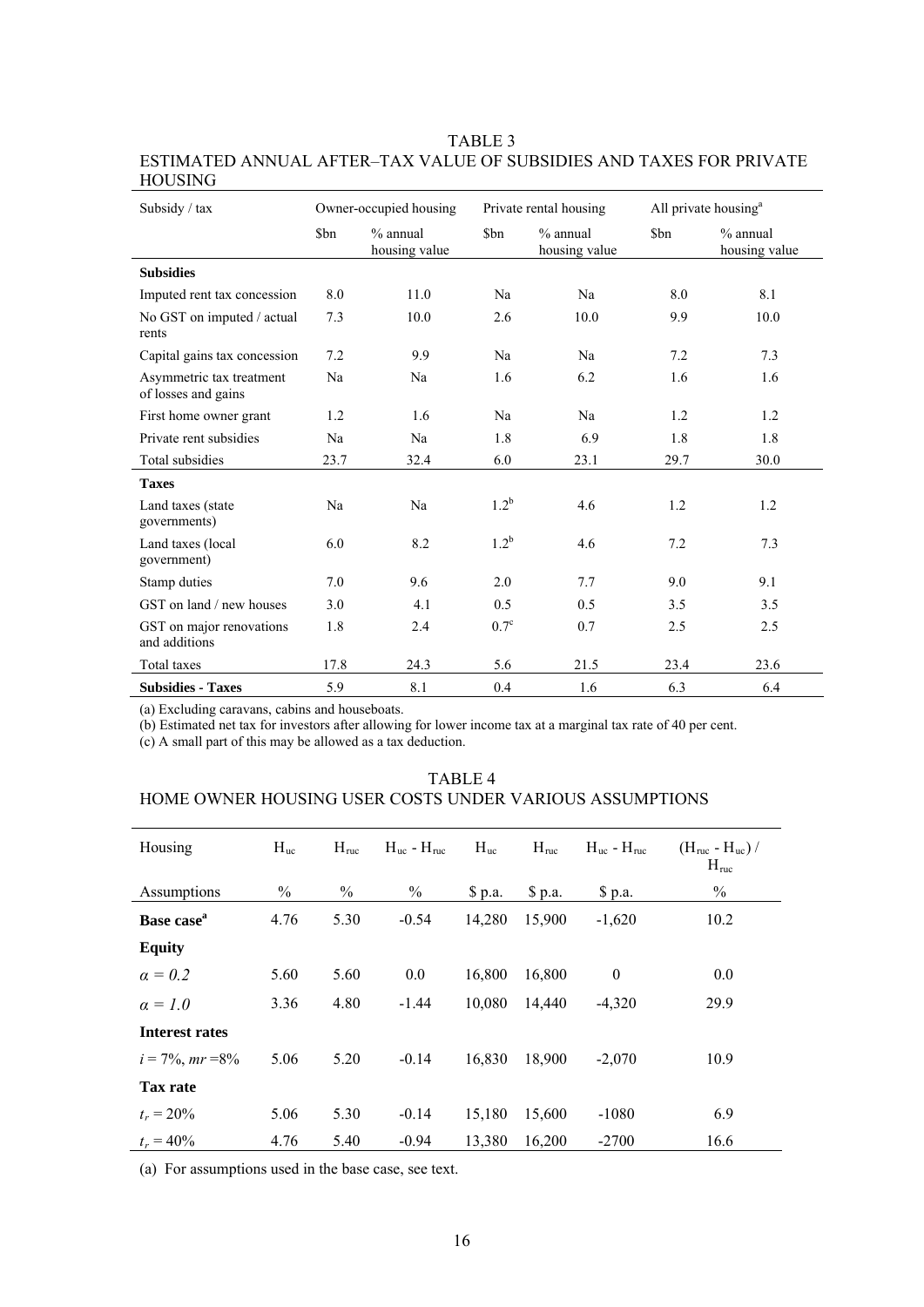TABLE 3
ESTIMATED ANNUAL AFTER–TAX VALUE OF SUBSIDIES AND TAXES FOR PRIVATE HOUSING

| Subsidy / tax | Owner-occupied housing | | Private rental housing | | All private housing[a] | |
|---|---|---|---|---|---|---|
| | $bn | % annual housing value | $bn | % annual housing value | $bn | % annual housing value |
| **Subsidies** | | | | | | |
| Imputed rent tax concession | 8.0 | 11.0 | Na | Na | 8.0 | 8.1 |
| No GST on imputed / actual rents | 7.3 | 10.0 | 2.6 | 10.0 | 9.9 | 10.0 |
| Capital gains tax concession | 7.2 | 9.9 | Na | Na | 7.2 | 7.3 |
| Asymmetric tax treatment of losses and gains | Na | Na | 1.6 | 6.2 | 1.6 | 1.6 |
| First home owner grant | 1.2 | 1.6 | Na | Na | 1.2 | 1.2 |
| Private rent subsidies | Na | Na | 1.8 | 6.9 | 1.8 | 1.8 |
| Total subsidies | 23.7 | 32.4 | 6.0 | 23.1 | 29.7 | 30.0 |
| **Taxes** | | | | | | |
| Land taxes (state governments) | Na | Na | 1.2[b] | 4.6 | 1.2 | 1.2 |
| Land taxes (local government) | 6.0 | 8.2 | 1.2[b] | 4.6 | 7.2 | 7.3 |
| Stamp duties | 7.0 | 9.6 | 2.0 | 7.7 | 9.0 | 9.1 |
| GST on land / new houses | 3.0 | 4.1 | 0.5 | 0.5 | 3.5 | 3.5 |
| GST on major renovations and additions | 1.8 | 2.4 | 0.7[c] | 0.7 | 2.5 | 2.5 |
| Total taxes | 17.8 | 24.3 | 5.6 | 21.5 | 23.4 | 23.6 |
| **Subsidies - Taxes** | 5.9 | 8.1 | 0.4 | 1.6 | 6.3 | 6.4 |

(a) Excluding caravans, cabins and houseboats.
(b) Estimated net tax for investors after allowing for lower income tax at a marginal tax rate of 40 per cent.
(c) A small part of this may be allowed as a tax deduction.

TABLE 4
HOME OWNER HOUSING USER COSTS UNDER VARIOUS ASSUMPTIONS

| Housing | $H_{uc}$ | $H_{ruc}$ | $H_{uc}$ - $H_{ruc}$ | $H_{uc}$ | $H_{ruc}$ | $H_{uc}$ - $H_{ruc}$ | ($H_{ruc}$ - $H_{uc}$) / $H_{ruc}$ |
|---|---|---|---|---|---|---|---|
| Assumptions | % | % | % | $ p.a. | $ p.a. | $ p.a. | % |
| **Base case[a]** | 4.76 | 5.30 | -0.54 | 14,280 | 15,900 | -1,620 | 10.2 |
| **Equity** | | | | | | | |
| $\alpha = 0.2$ | 5.60 | 5.60 | 0.0 | 16,800 | 16,800 | 0 | 0.0 |
| $\alpha = 1.0$ | 3.36 | 4.80 | -1.44 | 10,080 | 14,440 | -4,320 | 29.9 |
| **Interest rates** | | | | | | | |
| $i = 7\%$, $mr = 8\%$ | 5.06 | 5.20 | -0.14 | 16,830 | 18,900 | -2,070 | 10.9 |
| **Tax rate** | | | | | | | |
| $t_r = 20\%$ | 5.06 | 5.30 | -0.14 | 15,180 | 15,600 | -1080 | 6.9 |
| $t_r = 40\%$ | 4.76 | 5.40 | -0.94 | 13,380 | 16,200 | -2700 | 16.6 |

(a) For assumptions used in the base case, see text.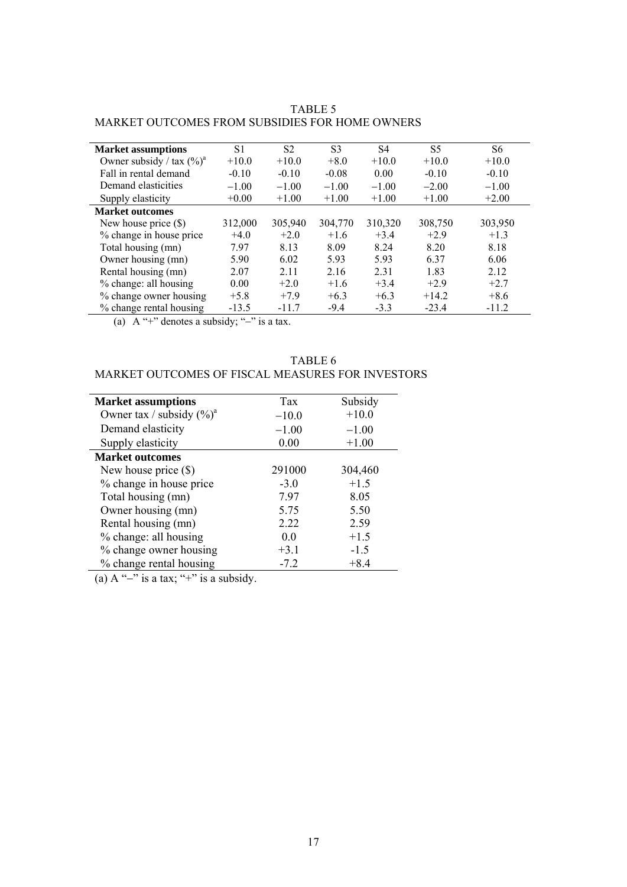TABLE 5

MARKET OUTCOMES FROM SUBSIDIES FOR HOME OWNERS

| **Market assumptions** | S1 | S2 | S3 | S4 | S5 | S6 |
|---|---|---|---|---|---|---|
| Owner subsidy / tax (%)[a] | +10.0 | +10.0 | +8.0 | +10.0 | +10.0 | +10.0 |
| Fall in rental demand | -0.10 | -0.10 | -0.08 | 0.00 | -0.10 | -0.10 |
| Demand elasticities | –1.00 | –1.00 | –1.00 | –1.00 | –2.00 | –1.00 |
| Supply elasticity | +0.00 | +1.00 | +1.00 | +1.00 | +1.00 | +2.00 |
| **Market outcomes** | | | | | | |
| New house price ($) | 312,000 | 305,940 | 304,770 | 310,320 | 308,750 | 303,950 |
| % change in house price | +4.0 | +2.0 | +1.6 | +3.4 | +2.9 | +1.3 |
| Total housing (mn) | 7.97 | 8.13 | 8.09 | 8.24 | 8.20 | 8.18 |
| Owner housing (mn) | 5.90 | 6.02 | 5.93 | 5.93 | 6.37 | 6.06 |
| Rental housing (mn) | 2.07 | 2.11 | 2.16 | 2.31 | 1.83 | 2.12 |
| % change: all housing | 0.00 | +2.0 | +1.6 | +3.4 | +2.9 | +2.7 |
| % change owner housing | +5.8 | +7.9 | +6.3 | +6.3 | +14.2 | +8.6 |
| % change rental housing | -13.5 | -11.7 | -9.4 | -3.3 | -23.4 | -11.2 |

(a) A "+" denotes a subsidy; "–" is a tax.

TABLE 6

MARKET OUTCOMES OF FISCAL MEASURES FOR INVESTORS

| **Market assumptions** | Tax | Subsidy |
|---|---|---|
| Owner tax / subsidy (%)[a] | –10.0 | +10.0 |
| Demand elasticity | –1.00 | –1.00 |
| Supply elasticity | 0.00 | +1.00 |
| **Market outcomes** | | |
| New house price ($) | 291000 | 304,460 |
| % change in house price | -3.0 | +1.5 |
| Total housing (mn) | 7.97 | 8.05 |
| Owner housing (mn) | 5.75 | 5.50 |
| Rental housing (mn) | 2.22 | 2.59 |
| % change: all housing | 0.0 | +1.5 |
| % change owner housing | +3.1 | -1.5 |
| % change rental housing | -7.2 | +8.4 |

(a) A "–" is a tax; "+" is a subsidy.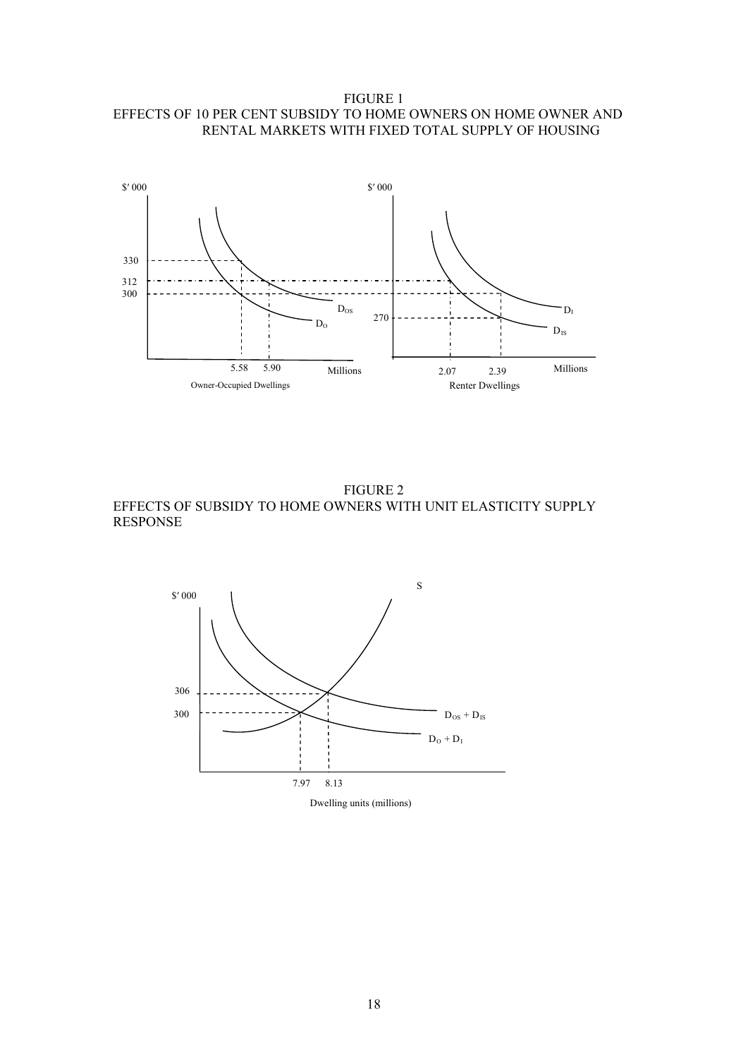FIGURE 1
EFFECTS OF 10 PER CENT SUBSIDY TO HOME OWNERS ON HOME OWNER AND RENTAL MARKETS WITH FIXED TOTAL SUPPLY OF HOUSING

FIGURE 2
EFFECTS OF SUBSIDY TO HOME OWNERS WITH UNIT ELASTICITY SUPPLY RESPONSE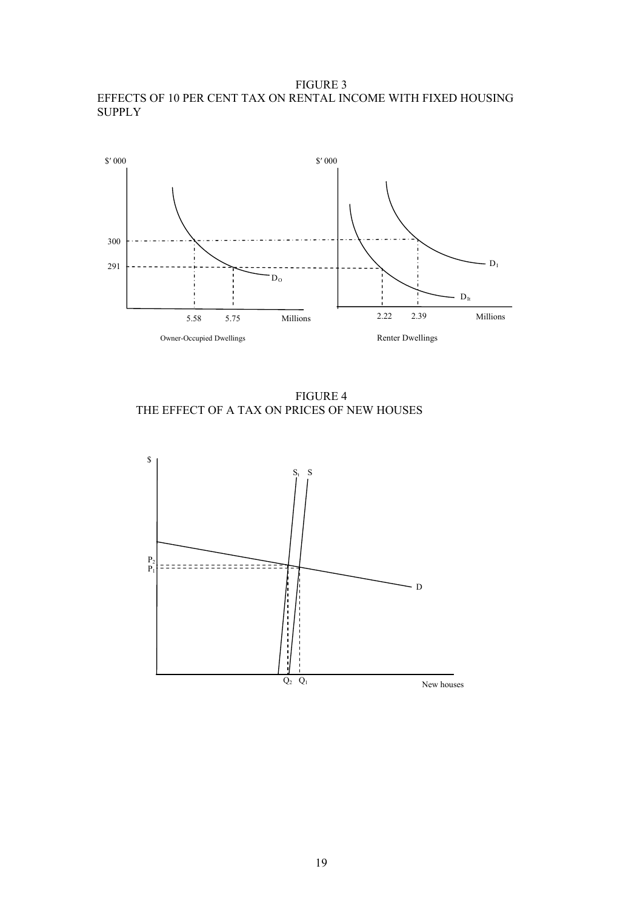# FIGURE 3

# EFFECTS OF 10 PER CENT TAX ON RENTAL INCOME WITH FIXED HOUSING SUPPLY

# FIGURE 4

# THE EFFECT OF A TAX ON PRICES OF NEW HOUSES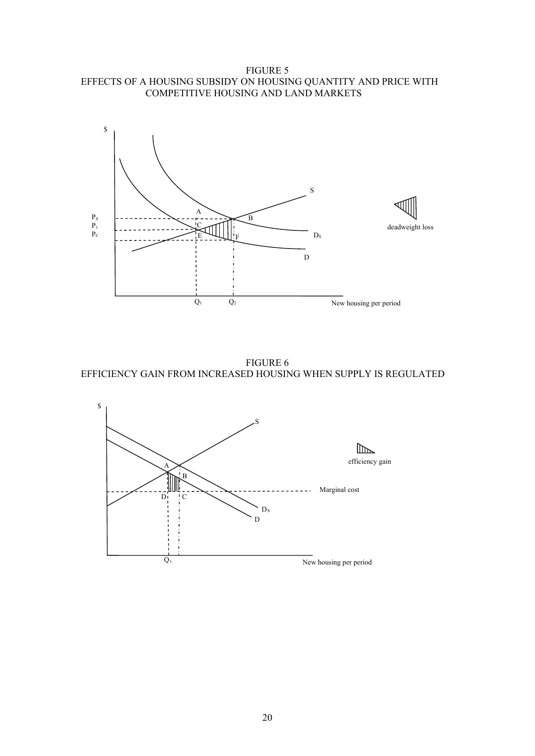FIGURE 5
EFFECTS OF A HOUSING SUBSIDY ON HOUSING QUANTITY AND PRICE WITH COMPETITIVE HOUSING AND LAND MARKETS

FIGURE 6
EFFICIENCY GAIN FROM INCREASED HOUSING WHEN SUPPLY IS REGULATED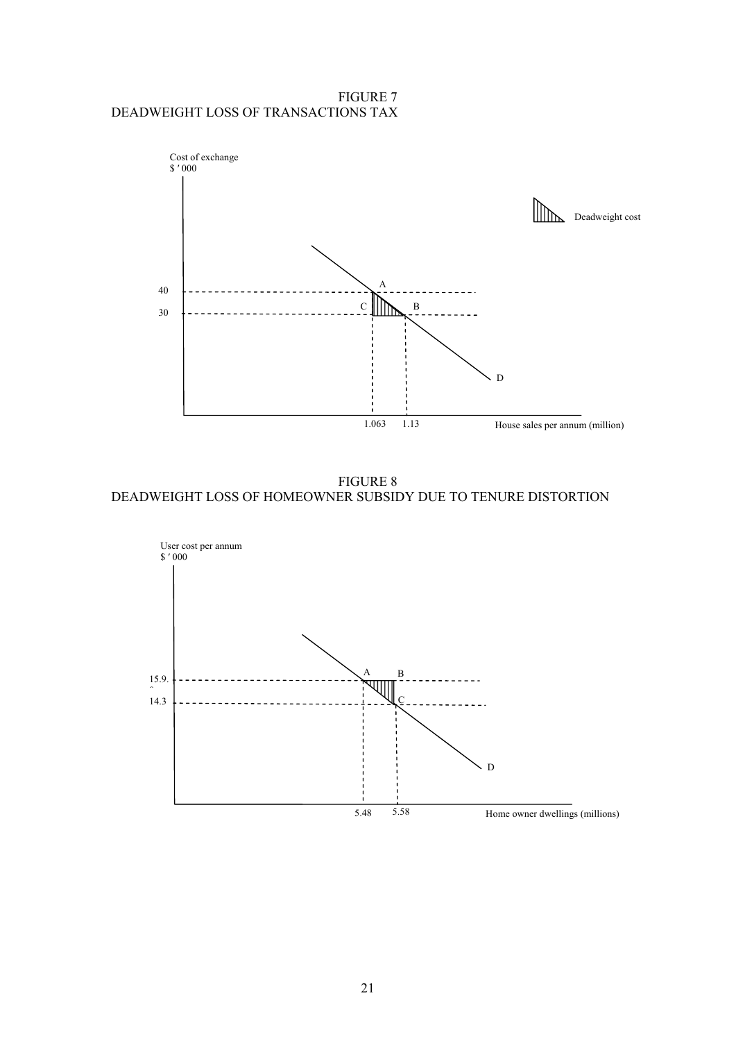FIGURE 7
DEADWEIGHT LOSS OF TRANSACTIONS TAX

Cost of exchange
$ ′ 000

Deadweight cost

40
30
A
B
C
D

1.063
1.13
House sales per annum (million)

FIGURE 8
DEADWEIGHT LOSS OF HOMEOWNER SUBSIDY DUE TO TENURE DISTORTION

User cost per annum
$ ′ 000

15.9.
14.3
A
B
C
D

5.48
5.58
Home owner dwellings (millions)